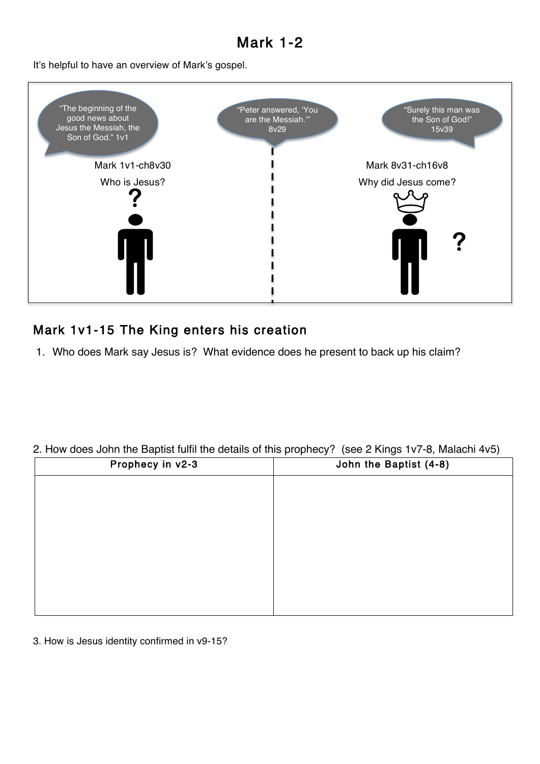# Mark 1-2

It's helpful to have an overview of Mark's gospel.

"The beginning of the good news about Jesus the Messiah, the Son of God." 1v1

"Peter answered, 'You are the Messiah.'" 8v29

"Surely this man was the Son of God!" 15v39

Mark 1v1-ch8v30

Who is Jesus?

Mark 8v31-ch16v8

Why did Jesus come?

## Mark 1v1-15 The King enters his creation

1. Who does Mark say Jesus is? What evidence does he present to back up his claim?

2. How does John the Baptist fulfil the details of this prophecy? (see 2 Kings 1v7-8, Malachi 4v5)

| Prophecy in v2-3 | John the Baptist (4-8) |
|---|---|
| | |

3. How is Jesus identity confirmed in v9-15?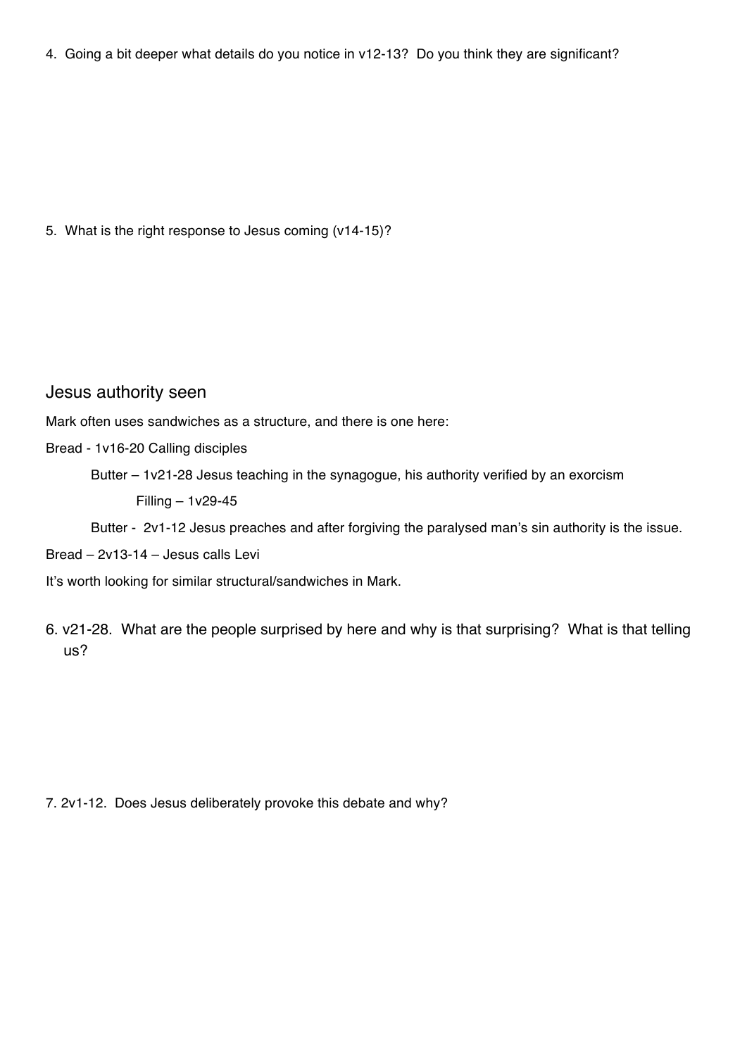4. Going a bit deeper what details do you notice in v12-13? Do you think they are significant?

5. What is the right response to Jesus coming (v14-15)?

## Jesus authority seen

Mark often uses sandwiches as a structure, and there is one here:

Bread - 1v16-20 Calling disciples

- Butter – 1v21-28 Jesus teaching in the synagogue, his authority verified by an exorcism
  - Filling – 1v29-45
- Butter - 2v1-12 Jesus preaches and after forgiving the paralysed man's sin authority is the issue.

Bread – 2v13-14 – Jesus calls Levi

It's worth looking for similar structural/sandwiches in Mark.

6. v21-28. What are the people surprised by here and why is that surprising? What is that telling us?

7. 2v1-12. Does Jesus deliberately provoke this debate and why?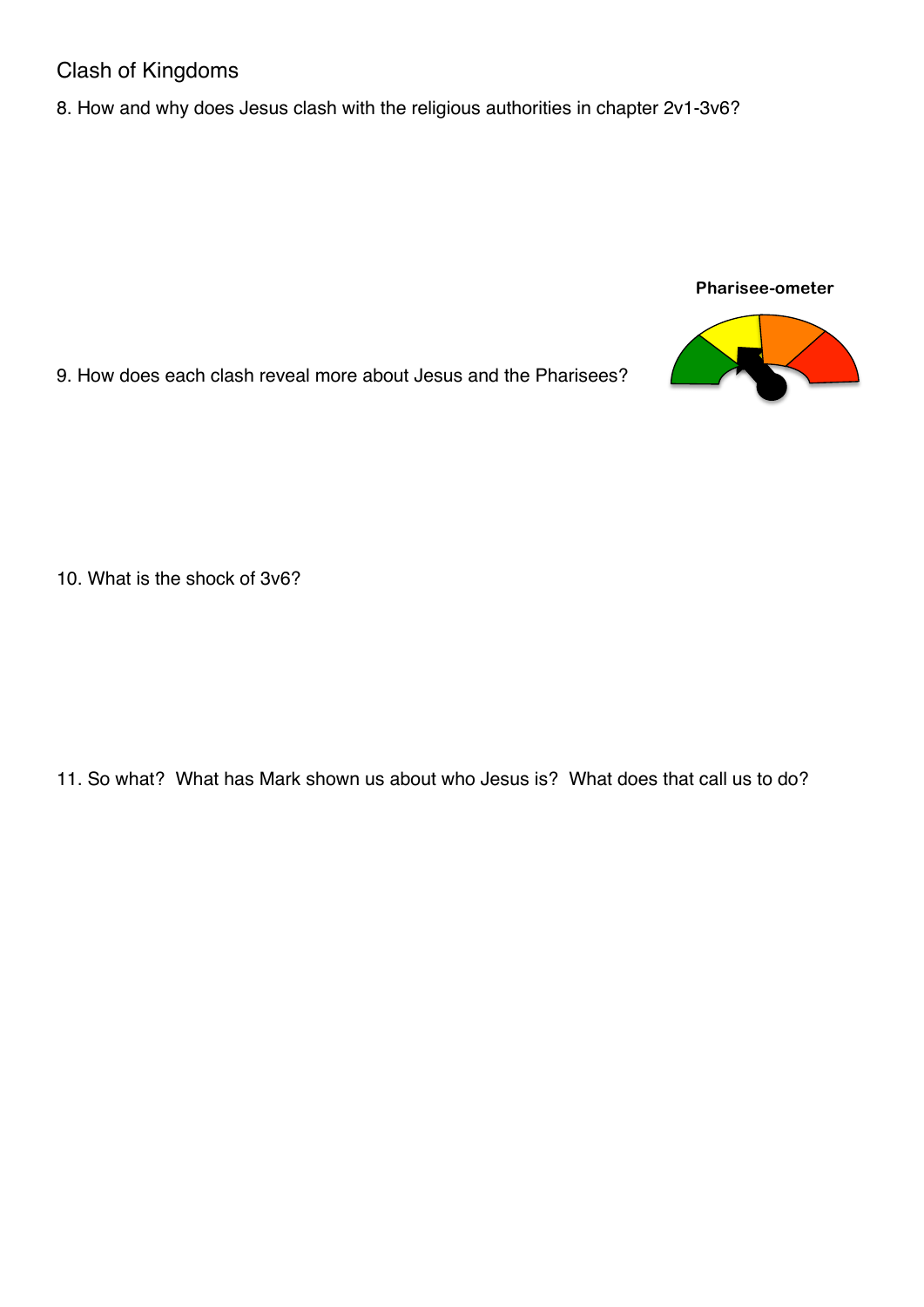## Clash of Kingdoms

8. How and why does Jesus clash with the religious authorities in chapter 2v1-3v6?

**Pharisee-ometer**

9. How does each clash reveal more about Jesus and the Pharisees?

10. What is the shock of 3v6?

11. So what? What has Mark shown us about who Jesus is? What does that call us to do?